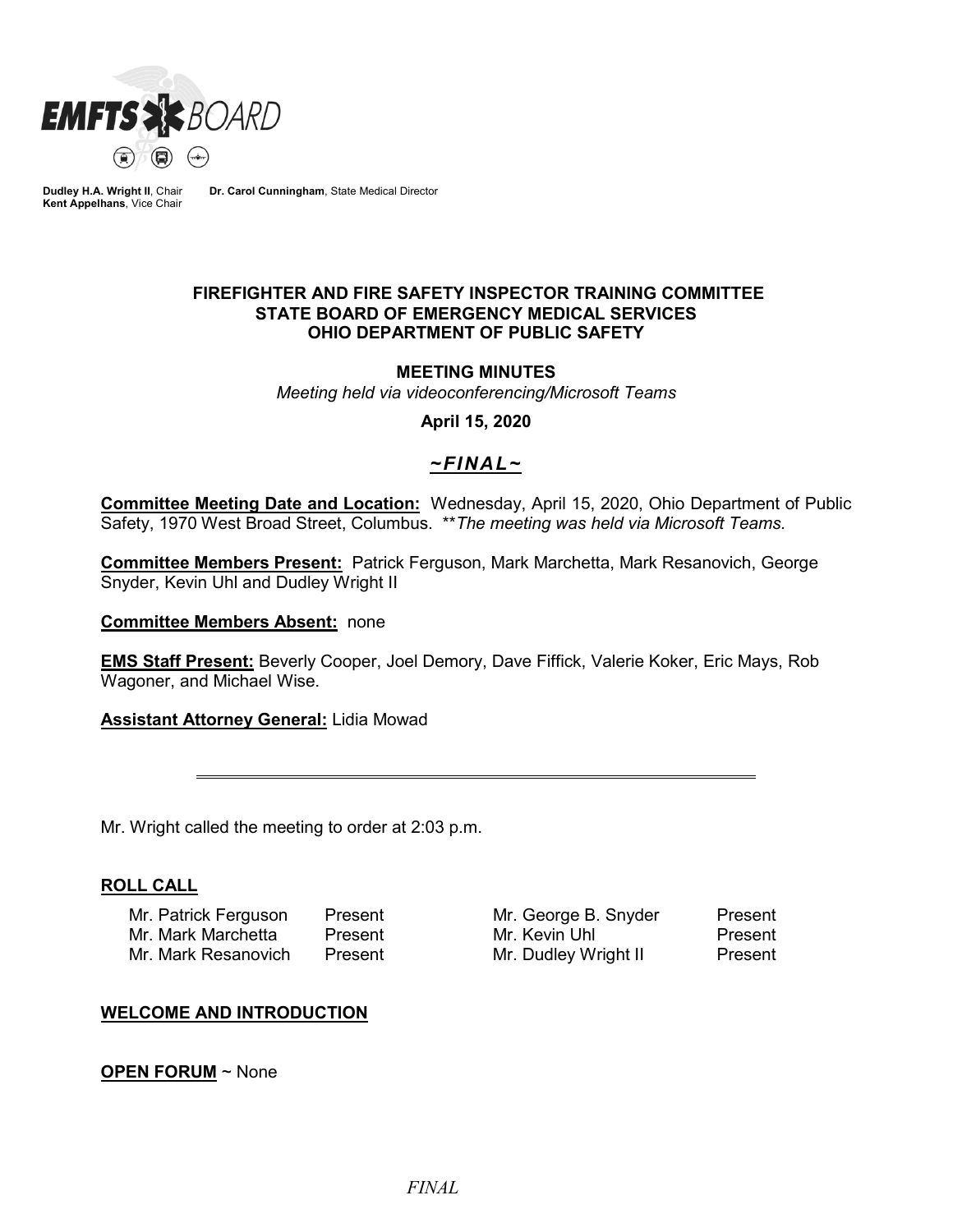**EMFTS BOARD**

**Dudley H.A. Wright II**, Chair  **Dr. Carol Cunningham**, State Medical Director
**Kent Appelhans**, Vice Chair

**FIREFIGHTER AND FIRE SAFETY INSPECTOR TRAINING COMMITTEE**
**STATE BOARD OF EMERGENCY MEDICAL SERVICES**
**OHIO DEPARTMENT OF PUBLIC SAFETY**

**MEETING MINUTES**

*Meeting held via videoconferencing/Microsoft Teams*

**April 15, 2020**

***~FINAL~***

**Committee Meeting Date and Location:** Wednesday, April 15, 2020, Ohio Department of Public Safety, 1970 West Broad Street, Columbus. *\*\*The meeting was held via Microsoft Teams.*

**Committee Members Present:** Patrick Ferguson, Mark Marchetta, Mark Resanovich, George Snyder, Kevin Uhl and Dudley Wright II

**Committee Members Absent:** none

**EMS Staff Present:** Beverly Cooper, Joel Demory, Dave Fiffick, Valerie Koker, Eric Mays, Rob Wagoner, and Michael Wise.

**Assistant Attorney General:** Lidia Mowad

---

Mr. Wright called the meeting to order at 2:03 p.m.

## ROLL CALL

| | | | |
|---|---|---|---|
| Mr. Patrick Ferguson | Present | Mr. George B. Snyder | Present |
| Mr. Mark Marchetta | Present | Mr. Kevin Uhl | Present |
| Mr. Mark Resanovich | Present | Mr. Dudley Wright II | Present |

## WELCOME AND INTRODUCTION

**OPEN FORUM** ~ None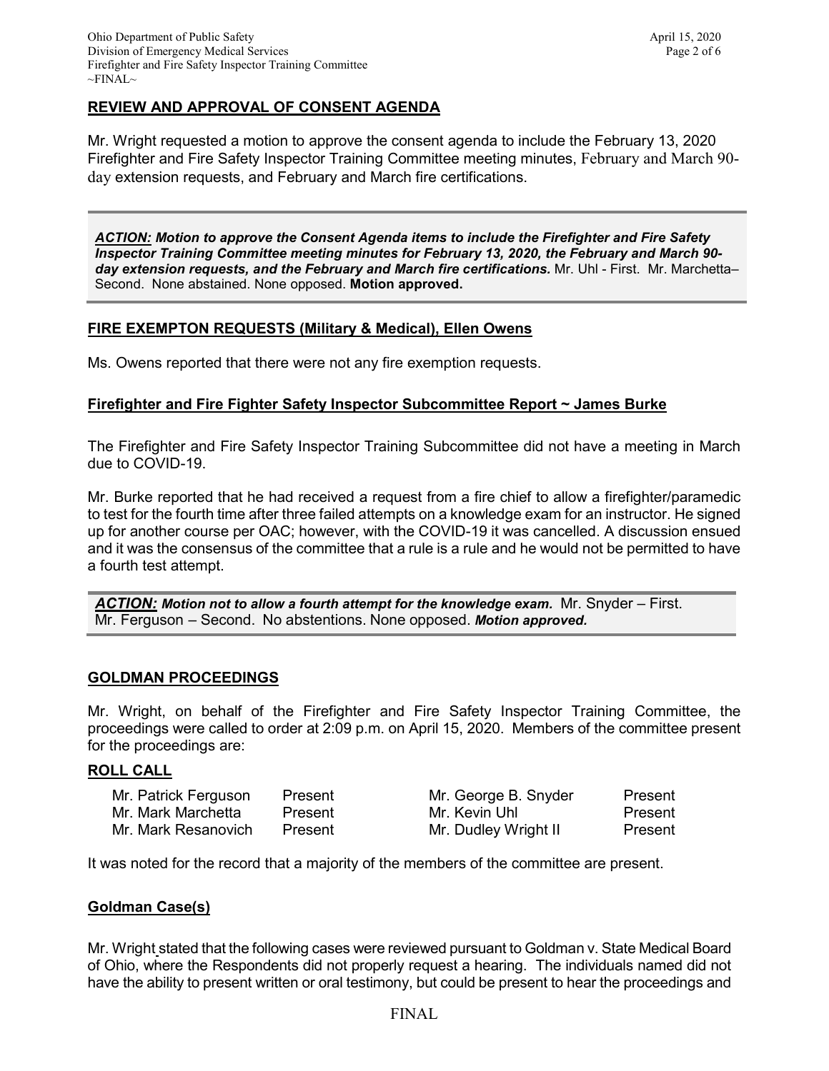## REVIEW AND APPROVAL OF CONSENT AGENDA

Mr. Wright requested a motion to approve the consent agenda to include the February 13, 2020 Firefighter and Fire Safety Inspector Training Committee meeting minutes, February and March 90-day extension requests, and February and March fire certifications.

> ***ACTION:*** ***Motion to approve the Consent Agenda items to include the Firefighter and Fire Safety Inspector Training Committee meeting minutes for February 13, 2020, the February and March 90-day extension requests, and the February and March fire certifications.*** Mr. Uhl - First. Mr. Marchetta– Second. None abstained. None opposed. **Motion approved.**

## FIRE EXEMPTON REQUESTS (Military & Medical), Ellen Owens

Ms. Owens reported that there were not any fire exemption requests.

## Firefighter and Fire Fighter Safety Inspector Subcommittee Report ~ James Burke

The Firefighter and Fire Safety Inspector Training Subcommittee did not have a meeting in March due to COVID-19.

Mr. Burke reported that he had received a request from a fire chief to allow a firefighter/paramedic to test for the fourth time after three failed attempts on a knowledge exam for an instructor. He signed up for another course per OAC; however, with the COVID-19 it was cancelled. A discussion ensued and it was the consensus of the committee that a rule is a rule and he would not be permitted to have a fourth test attempt.

> ***ACTION:*** ***Motion not to allow a fourth attempt for the knowledge exam.*** Mr. Snyder – First. Mr. Ferguson – Second. No abstentions. None opposed. ***Motion approved.***

## GOLDMAN PROCEEDINGS

Mr. Wright, on behalf of the Firefighter and Fire Safety Inspector Training Committee, the proceedings were called to order at 2:09 p.m. on April 15, 2020. Members of the committee present for the proceedings are:

### ROLL CALL

| | | | |
|---|---|---|---|
| Mr. Patrick Ferguson | Present | Mr. George B. Snyder | Present |
| Mr. Mark Marchetta | Present | Mr. Kevin Uhl | Present |
| Mr. Mark Resanovich | Present | Mr. Dudley Wright II | Present |

It was noted for the record that a majority of the members of the committee are present.

### Goldman Case(s)

Mr. Wright stated that the following cases were reviewed pursuant to Goldman v. State Medical Board of Ohio, where the Respondents did not properly request a hearing. The individuals named did not have the ability to present written or oral testimony, but could be present to hear the proceedings and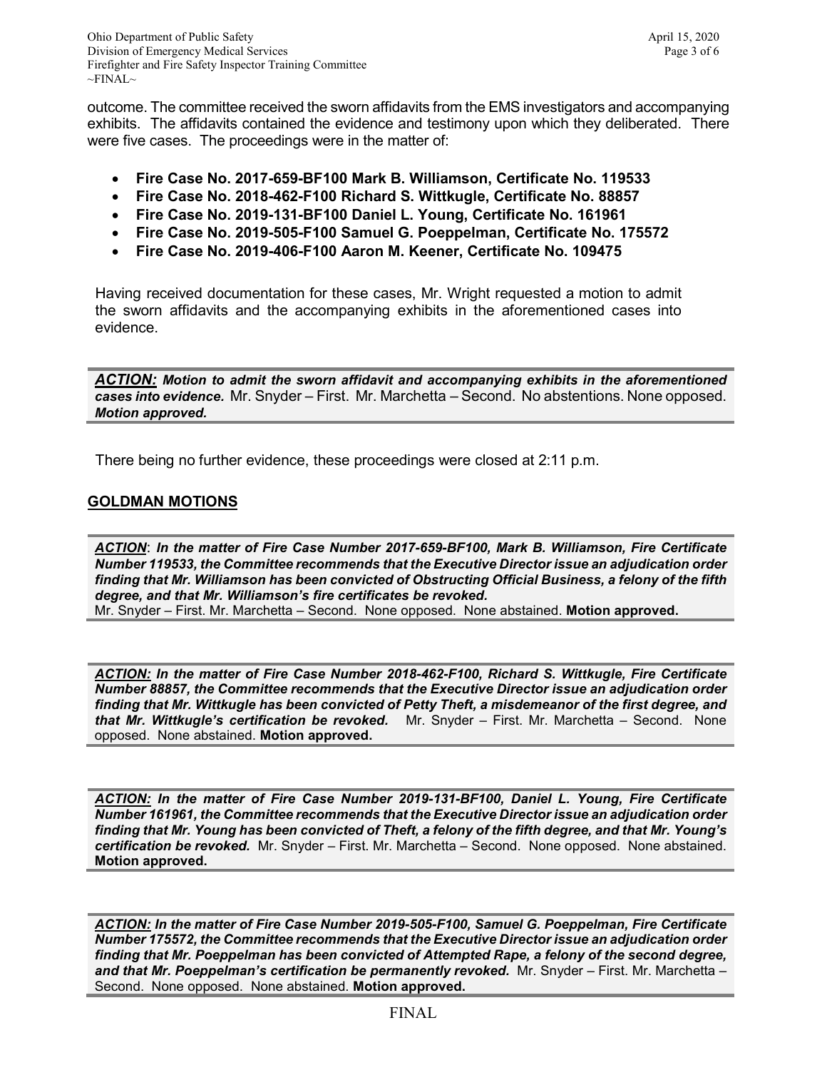outcome. The committee received the sworn affidavits from the EMS investigators and accompanying exhibits. The affidavits contained the evidence and testimony upon which they deliberated. There were five cases. The proceedings were in the matter of:

- **Fire Case No. 2017-659-BF100 Mark B. Williamson, Certificate No. 119533**
- **Fire Case No. 2018-462-F100 Richard S. Wittkugle, Certificate No. 88857**
- **Fire Case No. 2019-131-BF100 Daniel L. Young, Certificate No. 161961**
- **Fire Case No. 2019-505-F100 Samuel G. Poeppelman, Certificate No. 175572**
- **Fire Case No. 2019-406-F100 Aaron M. Keener, Certificate No. 109475**

Having received documentation for these cases, Mr. Wright requested a motion to admit the sworn affidavits and the accompanying exhibits in the aforementioned cases into evidence.

***ACTION:*** ***Motion to admit the sworn affidavit and accompanying exhibits in the aforementioned cases into evidence.*** Mr. Snyder – First. Mr. Marchetta – Second. No abstentions. None opposed. ***Motion approved.***

There being no further evidence, these proceedings were closed at 2:11 p.m.

## GOLDMAN MOTIONS

***ACTION***: ***In the matter of Fire Case Number 2017-659-BF100, Mark B. Williamson, Fire Certificate Number 119533, the Committee recommends that the Executive Director issue an adjudication order finding that Mr. Williamson has been convicted of Obstructing Official Business, a felony of the fifth degree, and that Mr. Williamson's fire certificates be revoked.***
Mr. Snyder – First. Mr. Marchetta – Second. None opposed. None abstained. **Motion approved.**

***ACTION:*** ***In the matter of Fire Case Number 2018-462-F100, Richard S. Wittkugle, Fire Certificate Number 88857, the Committee recommends that the Executive Director issue an adjudication order finding that Mr. Wittkugle has been convicted of Petty Theft, a misdemeanor of the first degree, and that Mr. Wittkugle's certification be revoked.*** Mr. Snyder – First. Mr. Marchetta – Second. None opposed. None abstained. **Motion approved.**

***ACTION:*** ***In the matter of Fire Case Number 2019-131-BF100, Daniel L. Young, Fire Certificate Number 161961, the Committee recommends that the Executive Director issue an adjudication order finding that Mr. Young has been convicted of Theft, a felony of the fifth degree, and that Mr. Young's certification be revoked.*** Mr. Snyder – First. Mr. Marchetta – Second. None opposed. None abstained. **Motion approved.**

***ACTION:*** ***In the matter of Fire Case Number 2019-505-F100, Samuel G. Poeppelman, Fire Certificate Number 175572, the Committee recommends that the Executive Director issue an adjudication order finding that Mr. Poeppelman has been convicted of Attempted Rape, a felony of the second degree, and that Mr. Poeppelman's certification be permanently revoked.*** Mr. Snyder – First. Mr. Marchetta – Second. None opposed. None abstained. **Motion approved.**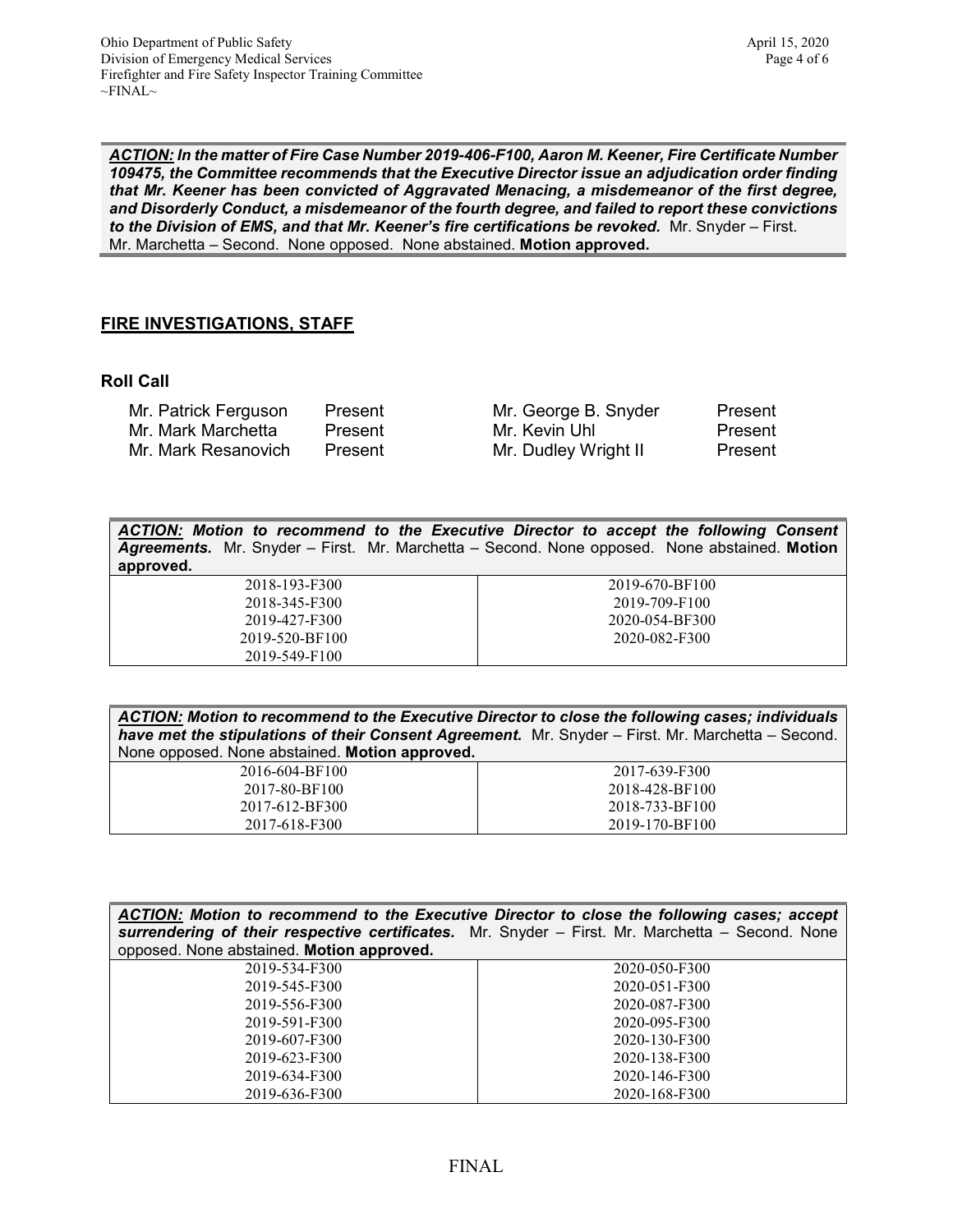***ACTION:** In the matter of Fire Case Number 2019-406-F100, Aaron M. Keener, Fire Certificate Number 109475, the Committee recommends that the Executive Director issue an adjudication order finding that Mr. Keener has been convicted of Aggravated Menacing, a misdemeanor of the first degree, and Disorderly Conduct, a misdemeanor of the fourth degree, and failed to report these convictions to the Division of EMS, and that Mr. Keener's fire certifications be revoked.* Mr. Snyder – First. Mr. Marchetta – Second. None opposed. None abstained. **Motion approved.**

## FIRE INVESTIGATIONS, STAFF

### Roll Call

| | | | |
|---|---|---|---|
| Mr. Patrick Ferguson | Present | Mr. George B. Snyder | Present |
| Mr. Mark Marchetta | Present | Mr. Kevin Uhl | Present |
| Mr. Mark Resanovich | Present | Mr. Dudley Wright II | Present |

***ACTION:** Motion to recommend to the Executive Director to accept the following Consent Agreements.* Mr. Snyder – First. Mr. Marchetta – Second. None opposed. None abstained. **Motion approved.**

| | |
|---|---|
| 2018-193-F300 | 2019-670-BF100 |
| 2018-345-F300 | 2019-709-F100 |
| 2019-427-F300 | 2020-054-BF300 |
| 2019-520-BF100 | 2020-082-F300 |
| 2019-549-F100 | |

***ACTION:** Motion to recommend to the Executive Director to close the following cases; individuals have met the stipulations of their Consent Agreement.* Mr. Snyder – First. Mr. Marchetta – Second. None opposed. None abstained. **Motion approved.**

| | |
|---|---|
| 2016-604-BF100 | 2017-639-F300 |
| 2017-80-BF100 | 2018-428-BF100 |
| 2017-612-BF300 | 2018-733-BF100 |
| 2017-618-F300 | 2019-170-BF100 |

***ACTION:** Motion to recommend to the Executive Director to close the following cases; accept surrendering of their respective certificates.* Mr. Snyder – First. Mr. Marchetta – Second. None opposed. None abstained. **Motion approved.**

| | |
|---|---|
| 2019-534-F300 | 2020-050-F300 |
| 2019-545-F300 | 2020-051-F300 |
| 2019-556-F300 | 2020-087-F300 |
| 2019-591-F300 | 2020-095-F300 |
| 2019-607-F300 | 2020-130-F300 |
| 2019-623-F300 | 2020-138-F300 |
| 2019-634-F300 | 2020-146-F300 |
| 2019-636-F300 | 2020-168-F300 |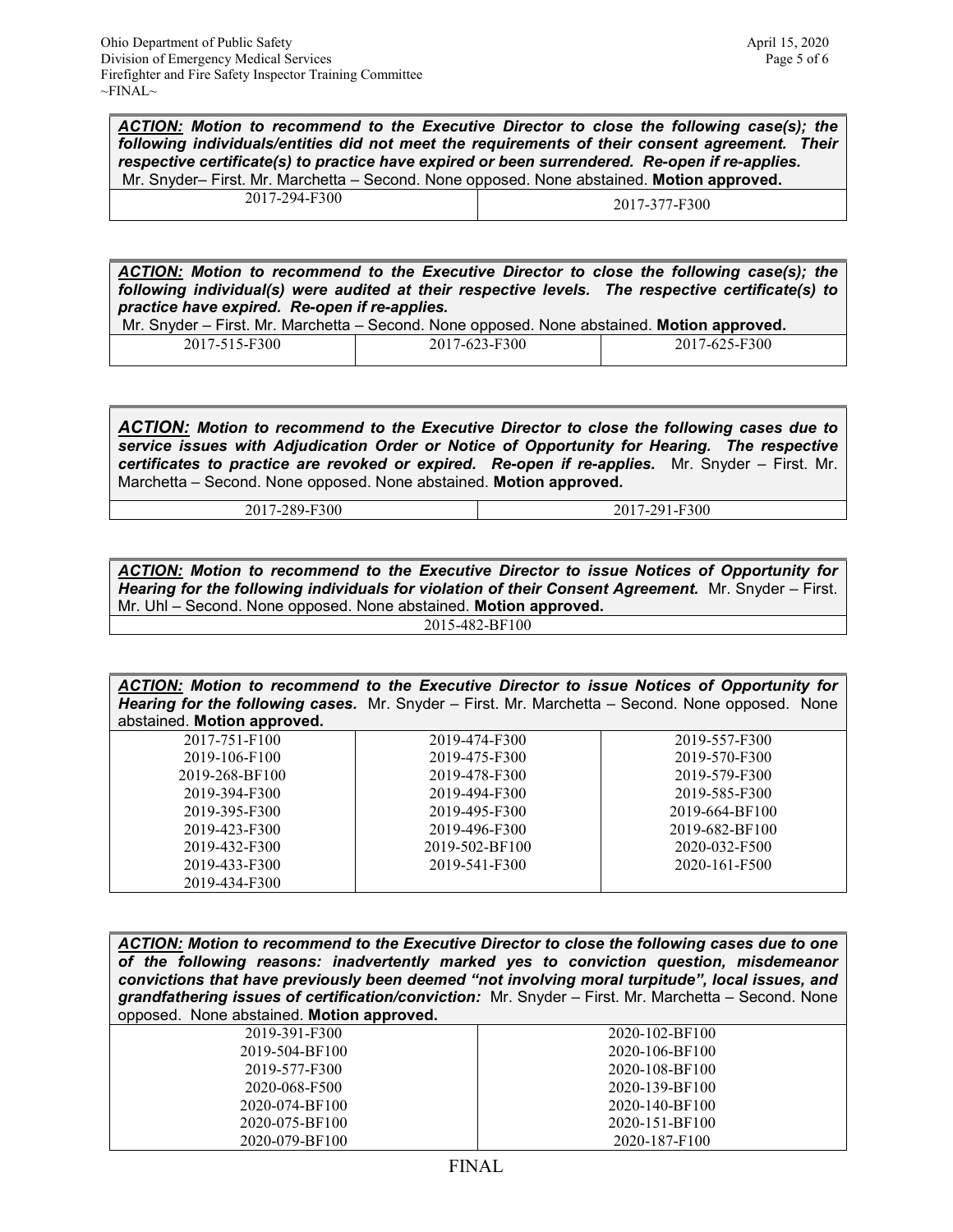***ACTION:*** ***Motion to recommend to the Executive Director to close the following case(s); the following individuals/entities did not meet the requirements of their consent agreement. Their respective certificate(s) to practice have expired or been surrendered. Re-open if re-applies.*** Mr. Snyder– First. Mr. Marchetta – Second. None opposed. None abstained. **Motion approved.**

| | |
|---|---|
| 2017-294-F300 | 2017-377-F300 |

***ACTION:*** ***Motion to recommend to the Executive Director to close the following case(s); the following individual(s) were audited at their respective levels. The respective certificate(s) to practice have expired. Re-open if re-applies.*** Mr. Snyder – First. Mr. Marchetta – Second. None opposed. None abstained. **Motion approved.**

| | | |
|---|---|---|
| 2017-515-F300 | 2017-623-F300 | 2017-625-F300 |

***ACTION:*** ***Motion to recommend to the Executive Director to close the following cases due to service issues with Adjudication Order or Notice of Opportunity for Hearing. The respective certificates to practice are revoked or expired. Re-open if re-applies.*** Mr. Snyder – First. Mr. Marchetta – Second. None opposed. None abstained. **Motion approved.**

| | |
|---|---|
| 2017-289-F300 | 2017-291-F300 |

***ACTION:*** ***Motion to recommend to the Executive Director to issue Notices of Opportunity for Hearing for the following individuals for violation of their Consent Agreement.*** Mr. Snyder – First. Mr. Uhl – Second. None opposed. None abstained. **Motion approved.**

| |
|---|
| 2015-482-BF100 |

***ACTION:*** ***Motion to recommend to the Executive Director to issue Notices of Opportunity for Hearing for the following cases.*** Mr. Snyder – First. Mr. Marchetta – Second. None opposed. None abstained. **Motion approved.**

| | | |
|---|---|---|
| 2017-751-F100 | 2019-474-F300 | 2019-557-F300 |
| 2019-106-F100 | 2019-475-F300 | 2019-570-F300 |
| 2019-268-BF100 | 2019-478-F300 | 2019-579-F300 |
| 2019-394-F300 | 2019-494-F300 | 2019-585-F300 |
| 2019-395-F300 | 2019-495-F300 | 2019-664-BF100 |
| 2019-423-F300 | 2019-496-F300 | 2019-682-BF100 |
| 2019-432-F300 | 2019-502-BF100 | 2020-032-F500 |
| 2019-433-F300 | 2019-541-F300 | 2020-161-F500 |
| 2019-434-F300 | | |

***ACTION:*** ***Motion to recommend to the Executive Director to close the following cases due to one of the following reasons: inadvertently marked yes to conviction question, misdemeanor convictions that have previously been deemed "not involving moral turpitude", local issues, and grandfathering issues of certification/conviction:*** Mr. Snyder – First. Mr. Marchetta – Second. None opposed. None abstained. **Motion approved.**

| | |
|---|---|
| 2019-391-F300 | 2020-102-BF100 |
| 2019-504-BF100 | 2020-106-BF100 |
| 2019-577-F300 | 2020-108-BF100 |
| 2020-068-F500 | 2020-139-BF100 |
| 2020-074-BF100 | 2020-140-BF100 |
| 2020-075-BF100 | 2020-151-BF100 |
| 2020-079-BF100 | 2020-187-F100 |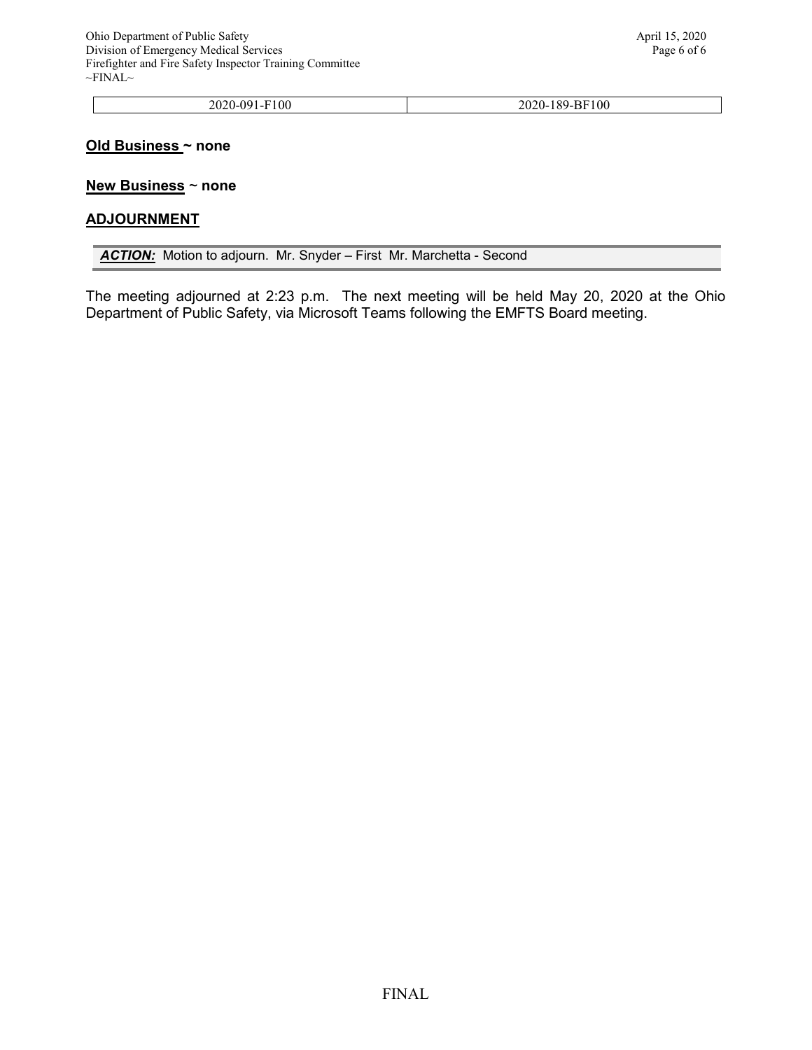| | |
|---|---|
| 2020-091-F100 | 2020-189-BF100 |

**Old Business ~ none**

**New Business ~ none**

**ADJOURNMENT**

***ACTION:*** Motion to adjourn. Mr. Snyder – First Mr. Marchetta - Second

The meeting adjourned at 2:23 p.m. The next meeting will be held May 20, 2020 at the Ohio Department of Public Safety, via Microsoft Teams following the EMFTS Board meeting.